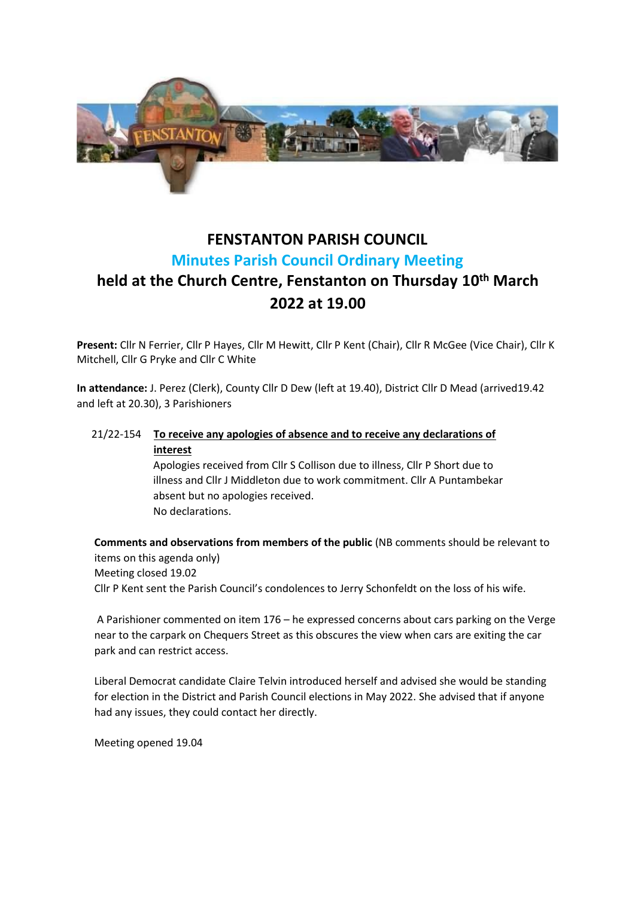# FENSTANTON PARISH COUNCIL

## Minutes Parish Council Ordinary Meeting

## held at the Church Centre, Fenstanton on Thursday 10th March 2022 at 19.00

**Present:** Cllr N Ferrier, Cllr P Hayes, Cllr M Hewitt, Cllr P Kent (Chair), Cllr R McGee (Vice Chair), Cllr K Mitchell, Cllr G Pryke and Cllr C White

**In attendance:** J. Perez (Clerk), County Cllr D Dew (left at 19.40), District Cllr D Mead (arrived19.42 and left at 20.30), 3 Parishioners

21/22-154 **To receive any apologies of absence and to receive any declarations of interest**

Apologies received from Cllr S Collison due to illness, Cllr P Short due to illness and Cllr J Middleton due to work commitment. Cllr A Puntambekar absent but no apologies received.

No declarations.

**Comments and observations from members of the public** (NB comments should be relevant to items on this agenda only)

Meeting closed 19.02

Cllr P Kent sent the Parish Council's condolences to Jerry Schonfeldt on the loss of his wife.

A Parishioner commented on item 176 – he expressed concerns about cars parking on the Verge near to the carpark on Chequers Street as this obscures the view when cars are exiting the car park and can restrict access.

Liberal Democrat candidate Claire Telvin introduced herself and advised she would be standing for election in the District and Parish Council elections in May 2022. She advised that if anyone had any issues, they could contact her directly.

Meeting opened 19.04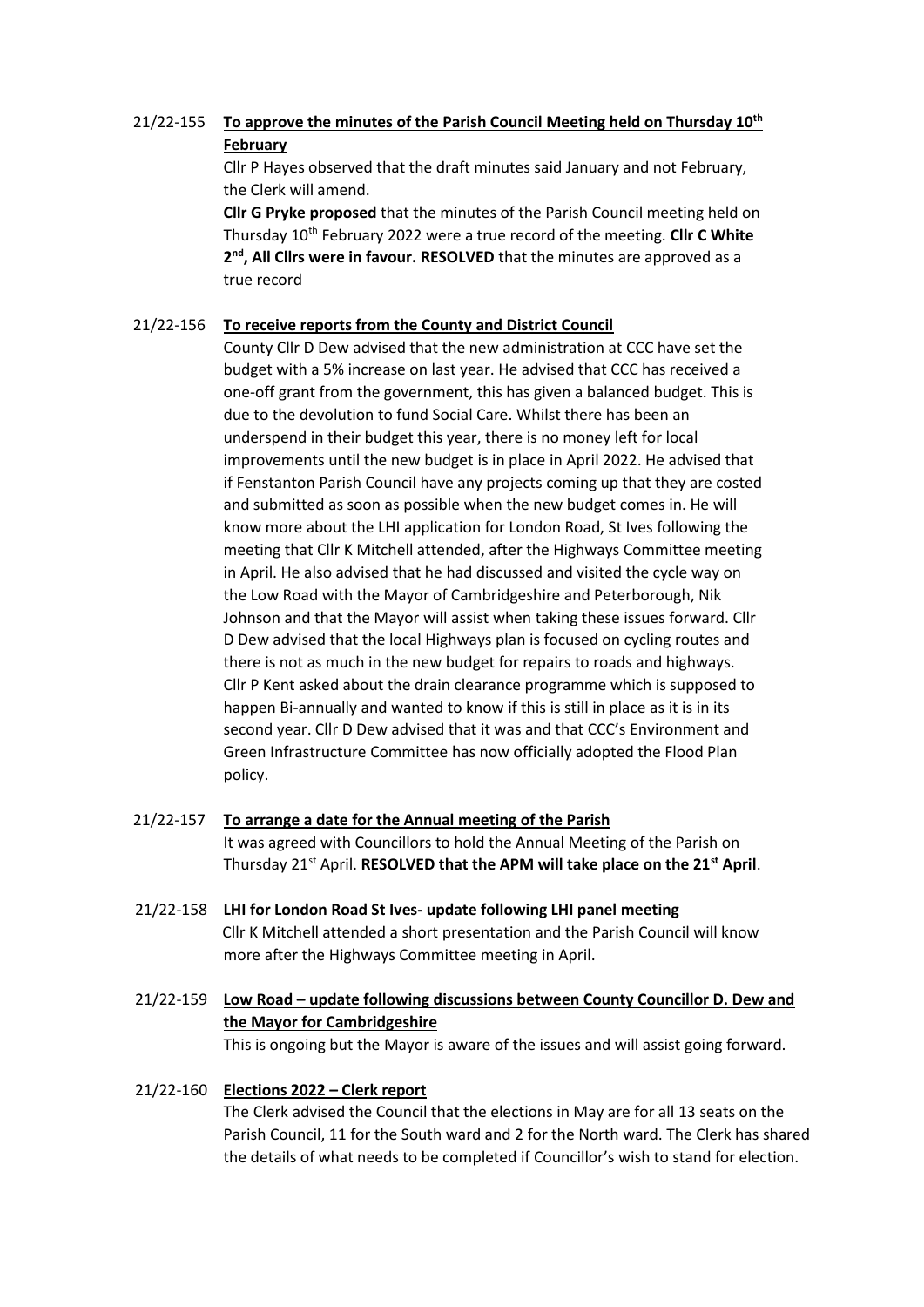21/22-155 **To approve the minutes of the Parish Council Meeting held on Thursday 10th February**

Cllr P Hayes observed that the draft minutes said January and not February, the Clerk will amend.

**Cllr G Pryke proposed** that the minutes of the Parish Council meeting held on Thursday 10th February 2022 were a true record of the meeting. **Cllr C White 2nd, All Cllrs were in favour. RESOLVED** that the minutes are approved as a true record

21/22-156 **To receive reports from the County and District Council**

County Cllr D Dew advised that the new administration at CCC have set the budget with a 5% increase on last year. He advised that CCC has received a one-off grant from the government, this has given a balanced budget. This is due to the devolution to fund Social Care. Whilst there has been an underspend in their budget this year, there is no money left for local improvements until the new budget is in place in April 2022. He advised that if Fenstanton Parish Council have any projects coming up that they are costed and submitted as soon as possible when the new budget comes in. He will know more about the LHI application for London Road, St Ives following the meeting that Cllr K Mitchell attended, after the Highways Committee meeting in April. He also advised that he had discussed and visited the cycle way on the Low Road with the Mayor of Cambridgeshire and Peterborough, Nik Johnson and that the Mayor will assist when taking these issues forward. Cllr D Dew advised that the local Highways plan is focused on cycling routes and there is not as much in the new budget for repairs to roads and highways. Cllr P Kent asked about the drain clearance programme which is supposed to happen Bi-annually and wanted to know if this is still in place as it is in its second year. Cllr D Dew advised that it was and that CCC's Environment and Green Infrastructure Committee has now officially adopted the Flood Plan policy.

21/22-157 **To arrange a date for the Annual meeting of the Parish**

It was agreed with Councillors to hold the Annual Meeting of the Parish on Thursday 21st April. **RESOLVED that the APM will take place on the 21st April**.

21/22-158 **LHI for London Road St Ives- update following LHI panel meeting**

Cllr K Mitchell attended a short presentation and the Parish Council will know more after the Highways Committee meeting in April.

21/22-159 **Low Road – update following discussions between County Councillor D. Dew and the Mayor for Cambridgeshire**

This is ongoing but the Mayor is aware of the issues and will assist going forward.

21/22-160 **Elections 2022 – Clerk report**

The Clerk advised the Council that the elections in May are for all 13 seats on the Parish Council, 11 for the South ward and 2 for the North ward. The Clerk has shared the details of what needs to be completed if Councillor's wish to stand for election.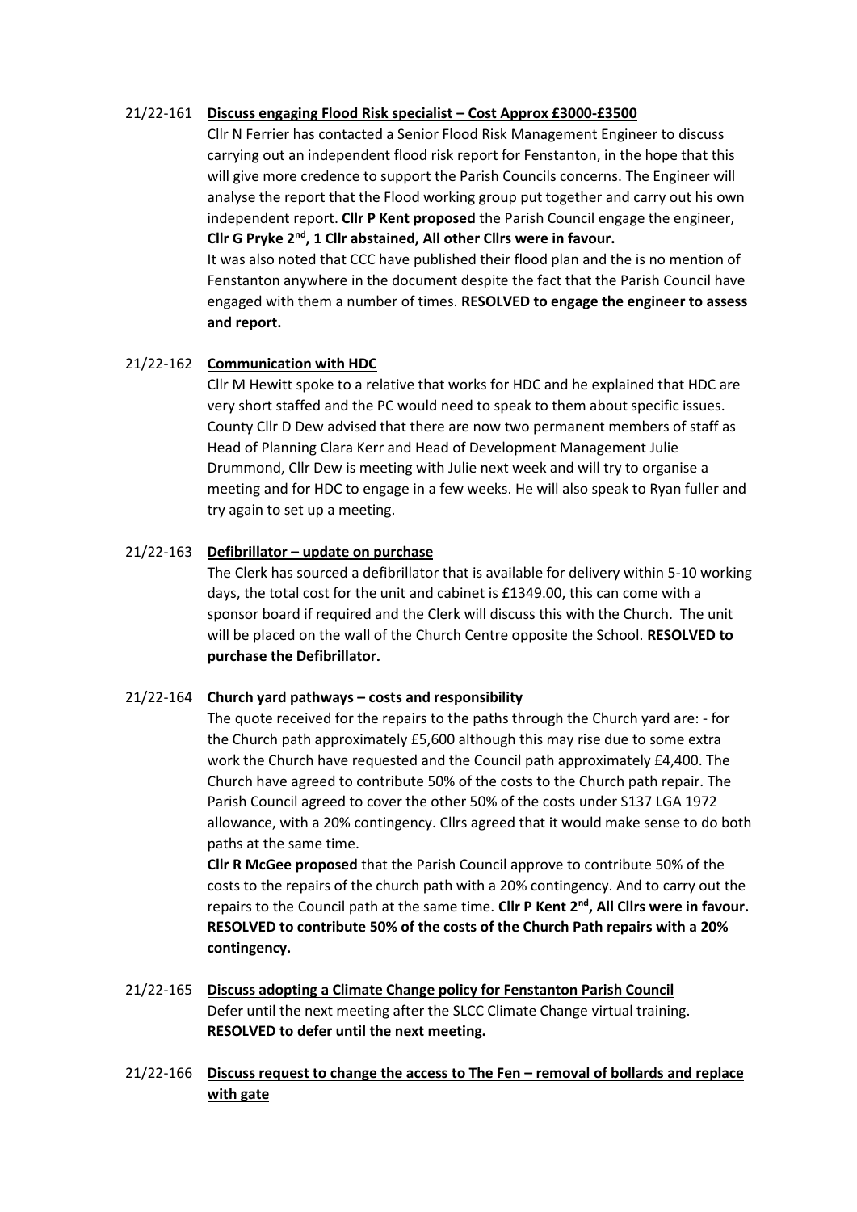21/22-161 **Discuss engaging Flood Risk specialist – Cost Approx £3000-£3500**

Cllr N Ferrier has contacted a Senior Flood Risk Management Engineer to discuss carrying out an independent flood risk report for Fenstanton, in the hope that this will give more credence to support the Parish Councils concerns. The Engineer will analyse the report that the Flood working group put together and carry out his own independent report. **Cllr P Kent proposed** the Parish Council engage the engineer, **Cllr G Pryke 2nd, 1 Cllr abstained, All other Cllrs were in favour.**

It was also noted that CCC have published their flood plan and the is no mention of Fenstanton anywhere in the document despite the fact that the Parish Council have engaged with them a number of times. **RESOLVED to engage the engineer to assess and report.**

21/22-162 **Communication with HDC**

Cllr M Hewitt spoke to a relative that works for HDC and he explained that HDC are very short staffed and the PC would need to speak to them about specific issues. County Cllr D Dew advised that there are now two permanent members of staff as Head of Planning Clara Kerr and Head of Development Management Julie Drummond, Cllr Dew is meeting with Julie next week and will try to organise a meeting and for HDC to engage in a few weeks. He will also speak to Ryan fuller and try again to set up a meeting.

21/22-163 **Defibrillator – update on purchase**

The Clerk has sourced a defibrillator that is available for delivery within 5-10 working days, the total cost for the unit and cabinet is £1349.00, this can come with a sponsor board if required and the Clerk will discuss this with the Church. The unit will be placed on the wall of the Church Centre opposite the School. **RESOLVED to purchase the Defibrillator.**

21/22-164 **Church yard pathways – costs and responsibility**

The quote received for the repairs to the paths through the Church yard are: - for the Church path approximately £5,600 although this may rise due to some extra work the Church have requested and the Council path approximately £4,400. The Church have agreed to contribute 50% of the costs to the Church path repair. The Parish Council agreed to cover the other 50% of the costs under S137 LGA 1972 allowance, with a 20% contingency. Cllrs agreed that it would make sense to do both paths at the same time.

**Cllr R McGee proposed** that the Parish Council approve to contribute 50% of the costs to the repairs of the church path with a 20% contingency. And to carry out the repairs to the Council path at the same time. **Cllr P Kent 2nd, All Cllrs were in favour. RESOLVED to contribute 50% of the costs of the Church Path repairs with a 20% contingency.**

21/22-165 **Discuss adopting a Climate Change policy for Fenstanton Parish Council**

Defer until the next meeting after the SLCC Climate Change virtual training. **RESOLVED to defer until the next meeting.**

21/22-166 **Discuss request to change the access to The Fen – removal of bollards and replace with gate**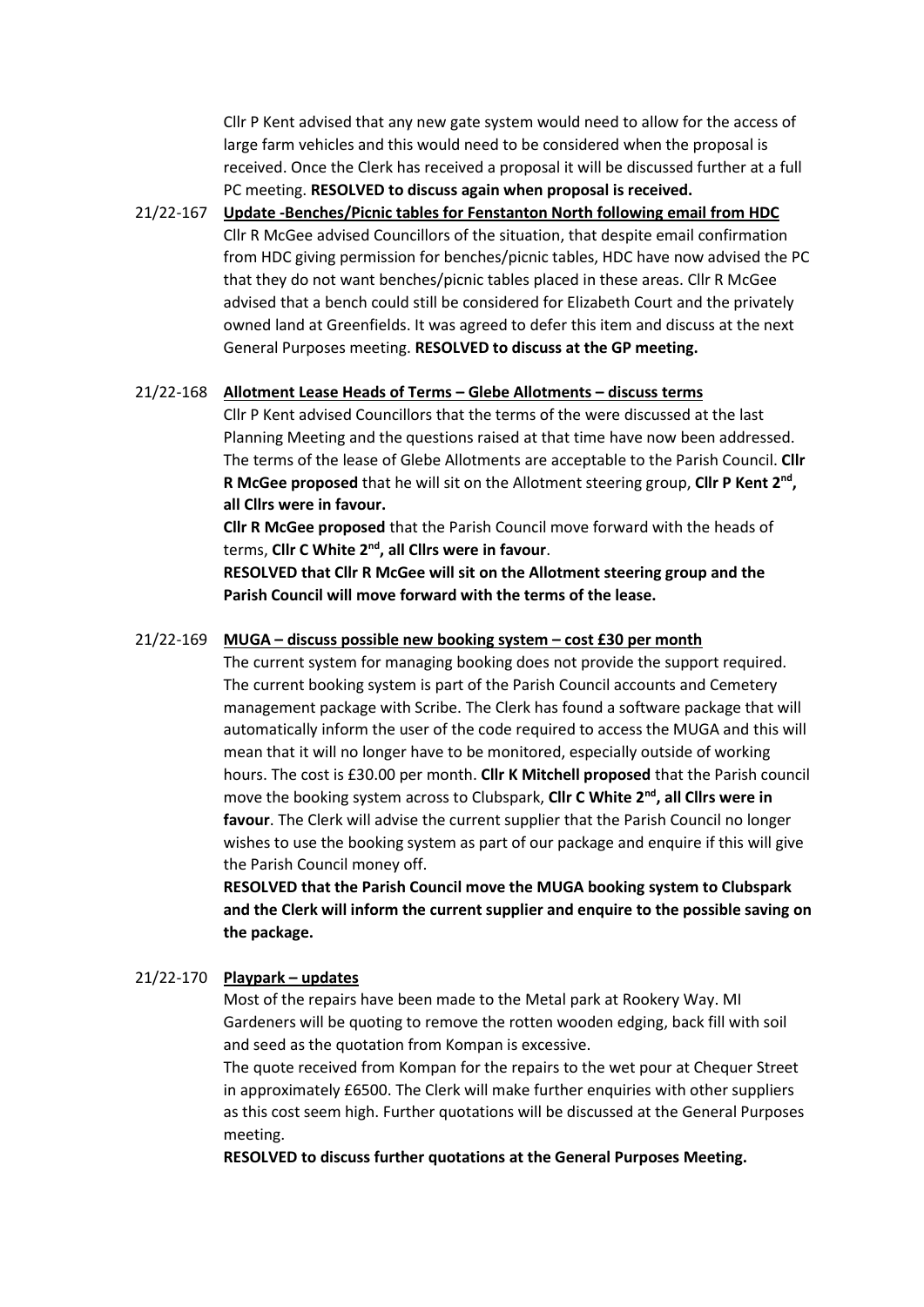Cllr P Kent advised that any new gate system would need to allow for the access of large farm vehicles and this would need to be considered when the proposal is received. Once the Clerk has received a proposal it will be discussed further at a full PC meeting. **RESOLVED to discuss again when proposal is received.**

21/22-167 **Update -Benches/Picnic tables for Fenstanton North following email from HDC**

Cllr R McGee advised Councillors of the situation, that despite email confirmation from HDC giving permission for benches/picnic tables, HDC have now advised the PC that they do not want benches/picnic tables placed in these areas. Cllr R McGee advised that a bench could still be considered for Elizabeth Court and the privately owned land at Greenfields. It was agreed to defer this item and discuss at the next General Purposes meeting. **RESOLVED to discuss at the GP meeting.**

21/22-168 **Allotment Lease Heads of Terms – Glebe Allotments – discuss terms**

Cllr P Kent advised Councillors that the terms of the were discussed at the last Planning Meeting and the questions raised at that time have now been addressed. The terms of the lease of Glebe Allotments are acceptable to the Parish Council. **Cllr R McGee proposed** that he will sit on the Allotment steering group, **Cllr P Kent 2nd, all Cllrs were in favour.**

**Cllr R McGee proposed** that the Parish Council move forward with the heads of terms, **Cllr C White 2nd, all Cllrs were in favour**.

**RESOLVED that Cllr R McGee will sit on the Allotment steering group and the Parish Council will move forward with the terms of the lease.**

21/22-169 **MUGA – discuss possible new booking system – cost £30 per month**

The current system for managing booking does not provide the support required. The current booking system is part of the Parish Council accounts and Cemetery management package with Scribe. The Clerk has found a software package that will automatically inform the user of the code required to access the MUGA and this will mean that it will no longer have to be monitored, especially outside of working hours. The cost is £30.00 per month. **Cllr K Mitchell proposed** that the Parish council move the booking system across to Clubspark, **Cllr C White 2nd, all Cllrs were in favour**. The Clerk will advise the current supplier that the Parish Council no longer wishes to use the booking system as part of our package and enquire if this will give the Parish Council money off.

**RESOLVED that the Parish Council move the MUGA booking system to Clubspark and the Clerk will inform the current supplier and enquire to the possible saving on the package.**

21/22-170 **Playpark – updates**

Most of the repairs have been made to the Metal park at Rookery Way. MI Gardeners will be quoting to remove the rotten wooden edging, back fill with soil and seed as the quotation from Kompan is excessive.

The quote received from Kompan for the repairs to the wet pour at Chequer Street in approximately £6500. The Clerk will make further enquiries with other suppliers as this cost seem high. Further quotations will be discussed at the General Purposes meeting.

**RESOLVED to discuss further quotations at the General Purposes Meeting.**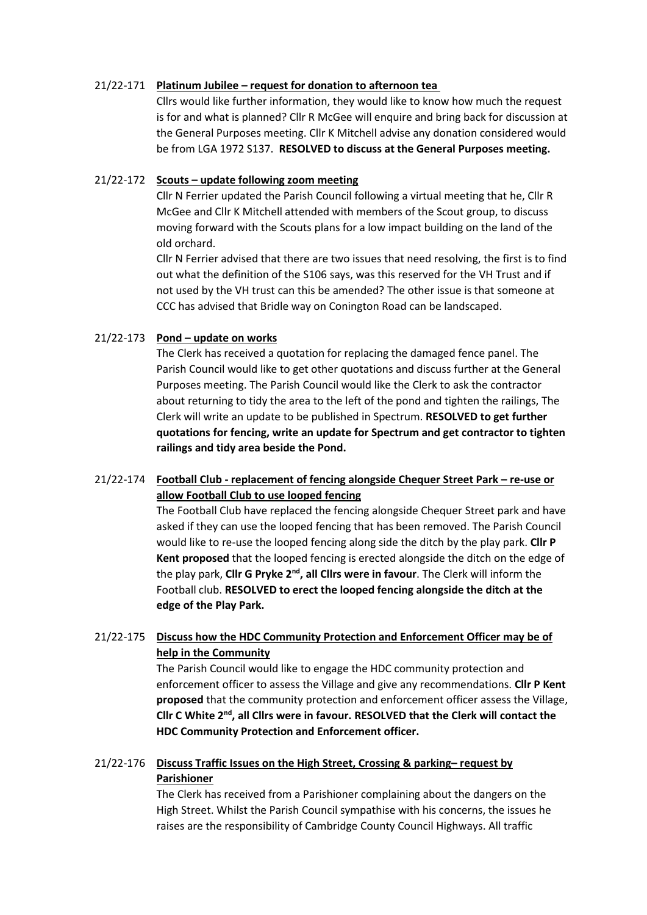21/22-171 **Platinum Jubilee – request for donation to afternoon tea**

Cllrs would like further information, they would like to know how much the request is for and what is planned? Cllr R McGee will enquire and bring back for discussion at the General Purposes meeting. Cllr K Mitchell advise any donation considered would be from LGA 1972 S137. **RESOLVED to discuss at the General Purposes meeting.**

21/22-172 **Scouts – update following zoom meeting**

Cllr N Ferrier updated the Parish Council following a virtual meeting that he, Cllr R McGee and Cllr K Mitchell attended with members of the Scout group, to discuss moving forward with the Scouts plans for a low impact building on the land of the old orchard.

Cllr N Ferrier advised that there are two issues that need resolving, the first is to find out what the definition of the S106 says, was this reserved for the VH Trust and if not used by the VH trust can this be amended? The other issue is that someone at CCC has advised that Bridle way on Conington Road can be landscaped.

21/22-173 **Pond – update on works**

The Clerk has received a quotation for replacing the damaged fence panel. The Parish Council would like to get other quotations and discuss further at the General Purposes meeting. The Parish Council would like the Clerk to ask the contractor about returning to tidy the area to the left of the pond and tighten the railings, The Clerk will write an update to be published in Spectrum. **RESOLVED to get further quotations for fencing, write an update for Spectrum and get contractor to tighten railings and tidy area beside the Pond.**

21/22-174 **Football Club - replacement of fencing alongside Chequer Street Park – re-use or allow Football Club to use looped fencing**

The Football Club have replaced the fencing alongside Chequer Street park and have asked if they can use the looped fencing that has been removed. The Parish Council would like to re-use the looped fencing along side the ditch by the play park. **Cllr P Kent proposed** that the looped fencing is erected alongside the ditch on the edge of the play park, **Cllr G Pryke 2nd, all Cllrs were in favour**. The Clerk will inform the Football club. **RESOLVED to erect the looped fencing alongside the ditch at the edge of the Play Park.**

21/22-175 **Discuss how the HDC Community Protection and Enforcement Officer may be of help in the Community**

The Parish Council would like to engage the HDC community protection and enforcement officer to assess the Village and give any recommendations. **Cllr P Kent proposed** that the community protection and enforcement officer assess the Village, **Cllr C White 2nd, all Cllrs were in favour. RESOLVED that the Clerk will contact the HDC Community Protection and Enforcement officer.**

21/22-176 **Discuss Traffic Issues on the High Street, Crossing & parking– request by Parishioner**

The Clerk has received from a Parishioner complaining about the dangers on the High Street. Whilst the Parish Council sympathise with his concerns, the issues he raises are the responsibility of Cambridge County Council Highways. All traffic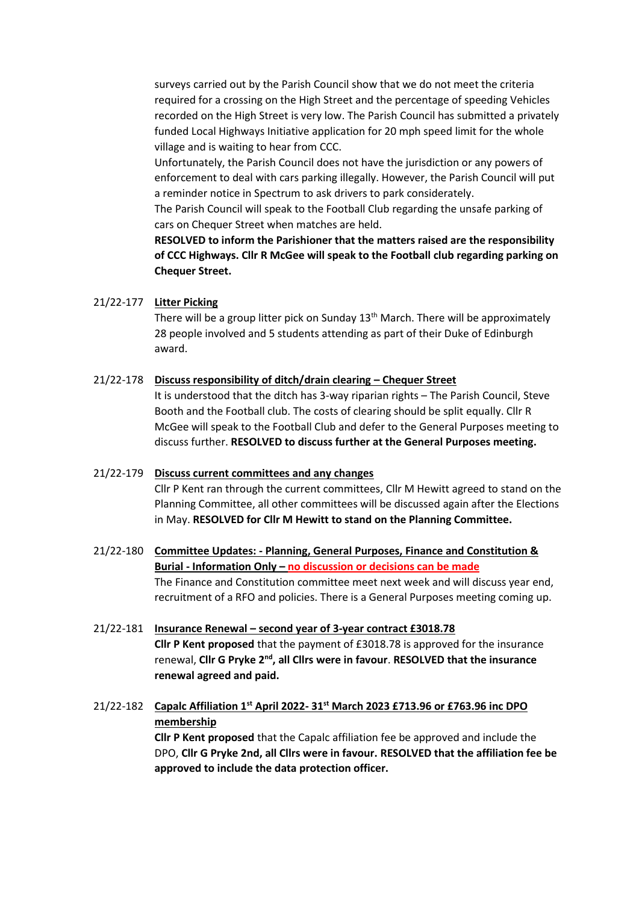surveys carried out by the Parish Council show that we do not meet the criteria required for a crossing on the High Street and the percentage of speeding Vehicles recorded on the High Street is very low. The Parish Council has submitted a privately funded Local Highways Initiative application for 20 mph speed limit for the whole village and is waiting to hear from CCC.

Unfortunately, the Parish Council does not have the jurisdiction or any powers of enforcement to deal with cars parking illegally. However, the Parish Council will put a reminder notice in Spectrum to ask drivers to park considerately.

The Parish Council will speak to the Football Club regarding the unsafe parking of cars on Chequer Street when matches are held.

**RESOLVED to inform the Parishioner that the matters raised are the responsibility of CCC Highways. Cllr R McGee will speak to the Football club regarding parking on Chequer Street.**

21/22-177 **Litter Picking**

There will be a group litter pick on Sunday 13th March. There will be approximately 28 people involved and 5 students attending as part of their Duke of Edinburgh award.

21/22-178 **Discuss responsibility of ditch/drain clearing – Chequer Street**

It is understood that the ditch has 3-way riparian rights – The Parish Council, Steve Booth and the Football club. The costs of clearing should be split equally. Cllr R McGee will speak to the Football Club and defer to the General Purposes meeting to discuss further. **RESOLVED to discuss further at the General Purposes meeting.**

21/22-179 **Discuss current committees and any changes**

Cllr P Kent ran through the current committees, Cllr M Hewitt agreed to stand on the Planning Committee, all other committees will be discussed again after the Elections in May. **RESOLVED for Cllr M Hewitt to stand on the Planning Committee.**

21/22-180 **Committee Updates: - Planning, General Purposes, Finance and Constitution & Burial - Information Only – no discussion or decisions can be made**

The Finance and Constitution committee meet next week and will discuss year end, recruitment of a RFO and policies. There is a General Purposes meeting coming up.

21/22-181 **Insurance Renewal – second year of 3-year contract £3018.78**

**Cllr P Kent proposed** that the payment of £3018.78 is approved for the insurance renewal, **Cllr G Pryke 2nd, all Cllrs were in favour**. **RESOLVED that the insurance renewal agreed and paid.**

21/22-182 **Capalc Affiliation 1st April 2022- 31st March 2023 £713.96 or £763.96 inc DPO membership**

**Cllr P Kent proposed** that the Capalc affiliation fee be approved and include the DPO, **Cllr G Pryke 2nd, all Cllrs were in favour. RESOLVED that the affiliation fee be approved to include the data protection officer.**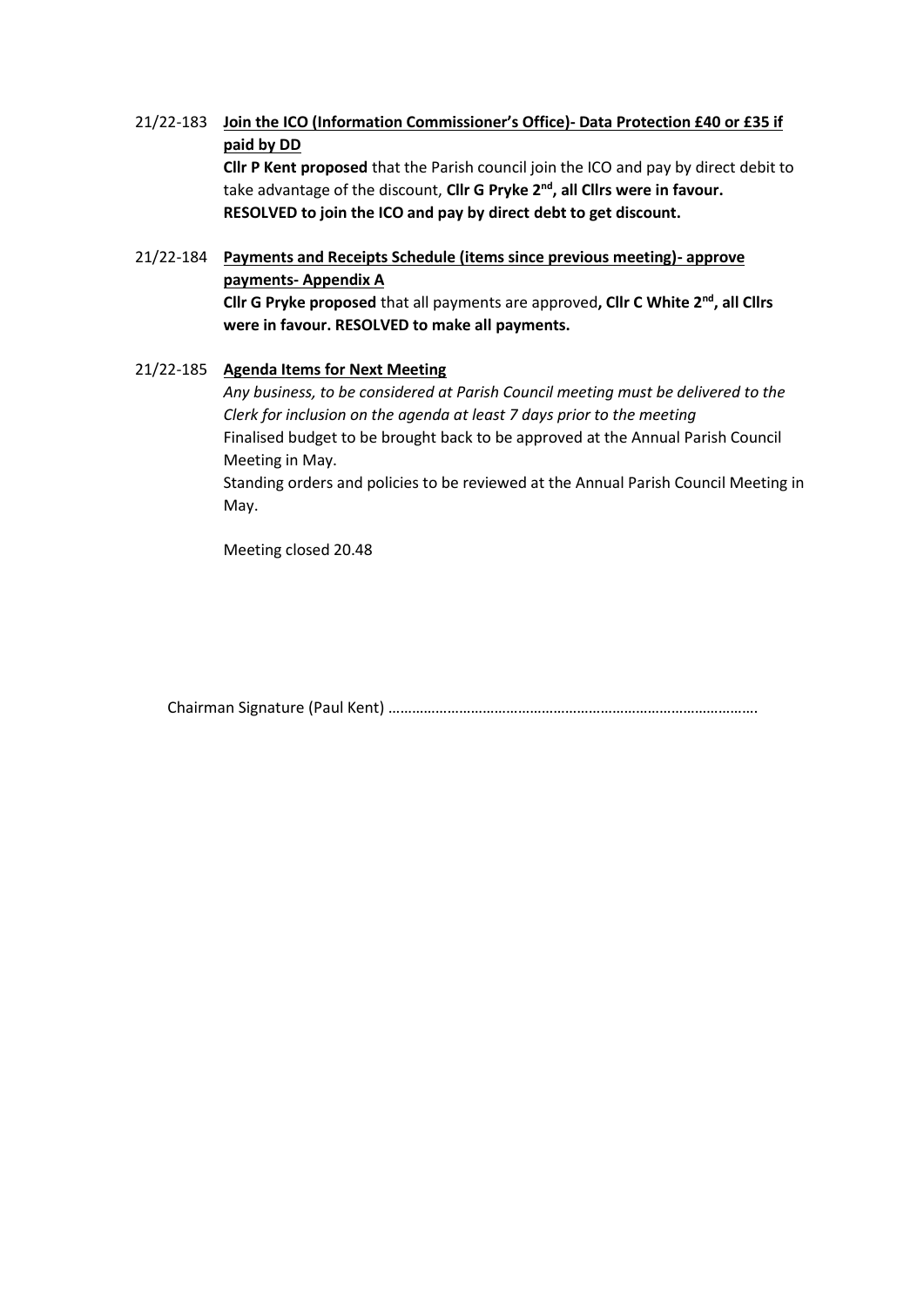21/22-183 **Join the ICO (Information Commissioner's Office)- Data Protection £40 or £35 if paid by DD**

**Cllr P Kent proposed** that the Parish council join the ICO and pay by direct debit to take advantage of the discount, **Cllr G Pryke 2nd, all Cllrs were in favour. RESOLVED to join the ICO and pay by direct debt to get discount.**

21/22-184 **Payments and Receipts Schedule (items since previous meeting)- approve payments- Appendix A**

**Cllr G Pryke proposed** that all payments are approved**, Cllr C White 2nd, all Cllrs were in favour. RESOLVED to make all payments.**

21/22-185 **Agenda Items for Next Meeting**

*Any business, to be considered at Parish Council meeting must be delivered to the Clerk for inclusion on the agenda at least 7 days prior to the meeting*

Finalised budget to be brought back to be approved at the Annual Parish Council Meeting in May.

Standing orders and policies to be reviewed at the Annual Parish Council Meeting in May.

Meeting closed 20.48

Chairman Signature (Paul Kent) ………………………………………………………………………………….